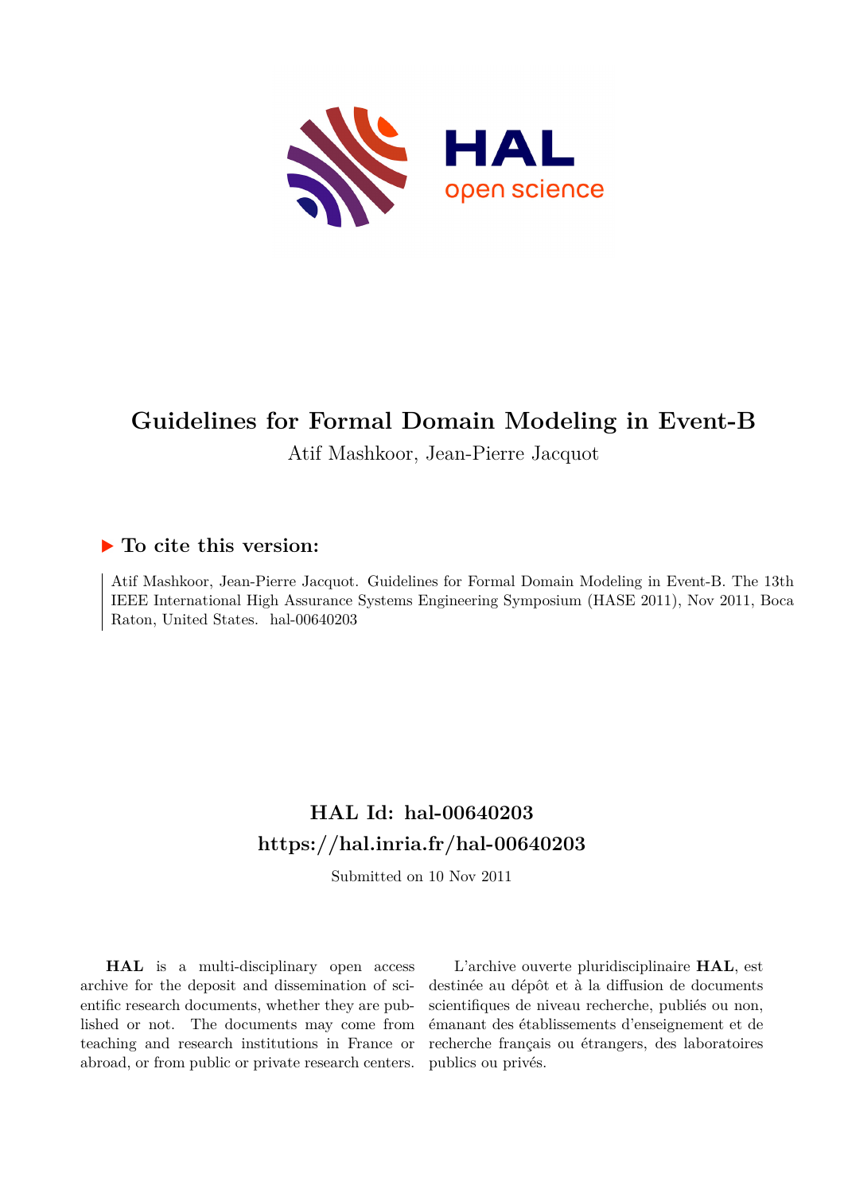# Guidelines for Formal Domain Modeling in Event-B

Atif Mashkoor, Jean-Pierre Jacquot

## ▶ To cite this version:

Atif Mashkoor, Jean-Pierre Jacquot. Guidelines for Formal Domain Modeling in Event-B. The 13th IEEE International High Assurance Systems Engineering Symposium (HASE 2011), Nov 2011, Boca Raton, United States. hal-00640203

## HAL Id: hal-00640203
## https://hal.inria.fr/hal-00640203

Submitted on 10 Nov 2011

**HAL** is a multi-disciplinary open access archive for the deposit and dissemination of scientific research documents, whether they are published or not. The documents may come from teaching and research institutions in France or abroad, or from public or private research centers.

L'archive ouverte pluridisciplinaire **HAL**, est destinée au dépôt et à la diffusion de documents scientifiques de niveau recherche, publiés ou non, émanant des établissements d'enseignement et de recherche français ou étrangers, des laboratoires publics ou privés.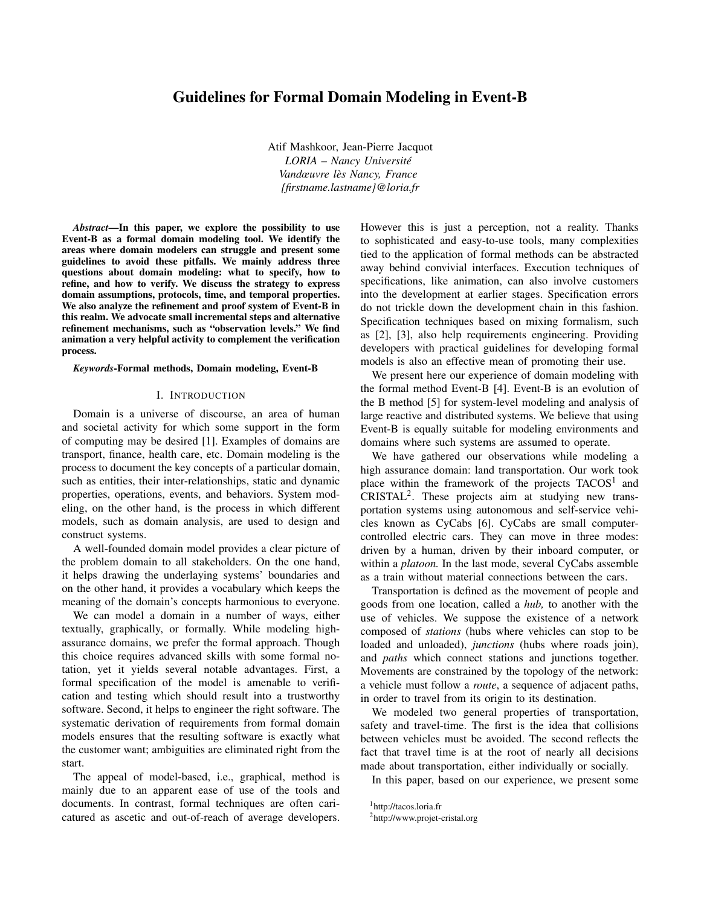# Guidelines for Formal Domain Modeling in Event-B

Atif Mashkoor, Jean-Pierre Jacquot
*LORIA – Nancy Université*
*Vandœuvre lès Nancy, France*
*{firstname.lastname}@loria.fr*

***Abstract*—In this paper, we explore the possibility to use Event-B as a formal domain modeling tool. We identify the areas where domain modelers can struggle and present some guidelines to avoid these pitfalls. We mainly address three questions about domain modeling: what to specify, how to refine, and how to verify. We discuss the strategy to express domain assumptions, protocols, time, and temporal properties. We also analyze the refinement and proof system of Event-B in this realm. We advocate small incremental steps and alternative refinement mechanisms, such as "observation levels." We find animation a very helpful activity to complement the verification process.**

***Keywords*-Formal methods, Domain modeling, Event-B**

## I. Introduction

Domain is a universe of discourse, an area of human and societal activity for which some support in the form of computing may be desired [1]. Examples of domains are transport, finance, health care, etc. Domain modeling is the process to document the key concepts of a particular domain, such as entities, their inter-relationships, static and dynamic properties, operations, events, and behaviors. System modeling, on the other hand, is the process in which different models, such as domain analysis, are used to design and construct systems.

A well-founded domain model provides a clear picture of the problem domain to all stakeholders. On the one hand, it helps drawing the underlaying systems' boundaries and on the other hand, it provides a vocabulary which keeps the meaning of the domain's concepts harmonious to everyone.

We can model a domain in a number of ways, either textually, graphically, or formally. While modeling high-assurance domains, we prefer the formal approach. Though this choice requires advanced skills with some formal notation, yet it yields several notable advantages. First, a formal specification of the model is amenable to verification and testing which should result into a trustworthy software. Second, it helps to engineer the right software. The systematic derivation of requirements from formal domain models ensures that the resulting software is exactly what the customer want; ambiguities are eliminated right from the start.

The appeal of model-based, i.e., graphical, method is mainly due to an apparent ease of use of the tools and documents. In contrast, formal techniques are often caricatured as ascetic and out-of-reach of average developers. However this is just a perception, not a reality. Thanks to sophisticated and easy-to-use tools, many complexities tied to the application of formal methods can be abstracted away behind convivial interfaces. Execution techniques of specifications, like animation, can also involve customers into the development at earlier stages. Specification errors do not trickle down the development chain in this fashion. Specification techniques based on mixing formalism, such as [2], [3], also help requirements engineering. Providing developers with practical guidelines for developing formal models is also an effective mean of promoting their use.

We present here our experience of domain modeling with the formal method Event-B [4]. Event-B is an evolution of the B method [5] for system-level modeling and analysis of large reactive and distributed systems. We believe that using Event-B is equally suitable for modeling environments and domains where such systems are assumed to operate.

We have gathered our observations while modeling a high assurance domain: land transportation. Our work took place within the framework of the projects TACOS[1] and CRISTAL[2]. These projects aim at studying new transportation systems using autonomous and self-service vehicles known as CyCabs [6]. CyCabs are small computer-controlled electric cars. They can move in three modes: driven by a human, driven by their inboard computer, or within a *platoon.* In the last mode, several CyCabs assemble as a train without material connections between the cars.

Transportation is defined as the movement of people and goods from one location, called a *hub,* to another with the use of vehicles. We suppose the existence of a network composed of *stations* (hubs where vehicles can stop to be loaded and unloaded), *junctions* (hubs where roads join), and *paths* which connect stations and junctions together. Movements are constrained by the topology of the network: a vehicle must follow a *route*, a sequence of adjacent paths, in order to travel from its origin to its destination.

We modeled two general properties of transportation, safety and travel-time. The first is the idea that collisions between vehicles must be avoided. The second reflects the fact that travel time is at the root of nearly all decisions made about transportation, either individually or socially.

In this paper, based on our experience, we present some

[1] http://tacos.loria.fr

[2] http://www.projet-cristal.org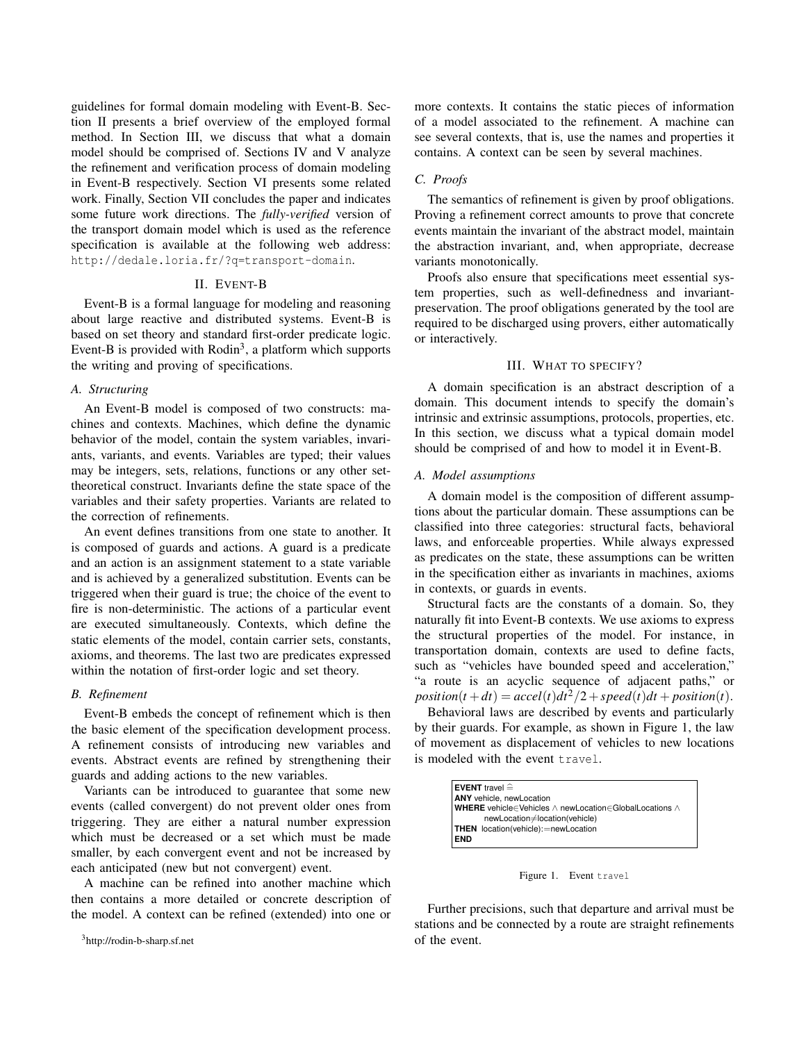guidelines for formal domain modeling with Event-B. Section II presents a brief overview of the employed formal method. In Section III, we discuss that what a domain model should be comprised of. Sections IV and V analyze the refinement and verification process of domain modeling in Event-B respectively. Section VI presents some related work. Finally, Section VII concludes the paper and indicates some future work directions. The *fully-verified* version of the transport domain model which is used as the reference specification is available at the following web address: http://dedale.loria.fr/?q=transport-domain.

## II. EVENT-B

Event-B is a formal language for modeling and reasoning about large reactive and distributed systems. Event-B is based on set theory and standard first-order predicate logic. Event-B is provided with Rodin[3], a platform which supports the writing and proving of specifications.

### A. Structuring

An Event-B model is composed of two constructs: machines and contexts. Machines, which define the dynamic behavior of the model, contain the system variables, invariants, variants, and events. Variables are typed; their values may be integers, sets, relations, functions or any other set-theoretical construct. Invariants define the state space of the variables and their safety properties. Variants are related to the correction of refinements.

An event defines transitions from one state to another. It is composed of guards and actions. A guard is a predicate and an action is an assignment statement to a state variable and is achieved by a generalized substitution. Events can be triggered when their guard is true; the choice of the event to fire is non-deterministic. The actions of a particular event are executed simultaneously. Contexts, which define the static elements of the model, contain carrier sets, constants, axioms, and theorems. The last two are predicates expressed within the notation of first-order logic and set theory.

### B. Refinement

Event-B embeds the concept of refinement which is then the basic element of the specification development process. A refinement consists of introducing new variables and events. Abstract events are refined by strengthening their guards and adding actions to the new variables.

Variants can be introduced to guarantee that some new events (called convergent) do not prevent older ones from triggering. They are either a natural number expression which must be decreased or a set which must be made smaller, by each convergent event and not be increased by each anticipated (new but not convergent) event.

A machine can be refined into another machine which then contains a more detailed or concrete description of the model. A context can be refined (extended) into one or more contexts. It contains the static pieces of information of a model associated to the refinement. A machine can see several contexts, that is, use the names and properties it contains. A context can be seen by several machines.

[3]http://rodin-b-sharp.sf.net

### C. Proofs

The semantics of refinement is given by proof obligations. Proving a refinement correct amounts to prove that concrete events maintain the invariant of the abstract model, maintain the abstraction invariant, and, when appropriate, decrease variants monotonically.

Proofs also ensure that specifications meet essential system properties, such as well-definedness and invariant-preservation. The proof obligations generated by the tool are required to be discharged using provers, either automatically or interactively.

## III. WHAT TO SPECIFY?

A domain specification is an abstract description of a domain. This document intends to specify the domain's intrinsic and extrinsic assumptions, protocols, properties, etc. In this section, we discuss what a typical domain model should be comprised of and how to model it in Event-B.

### A. Model assumptions

A domain model is the composition of different assumptions about the particular domain. These assumptions can be classified into three categories: structural facts, behavioral laws, and enforceable properties. While always expressed as predicates on the state, these assumptions can be written in the specification either as invariants in machines, axioms in contexts, or guards in events.

Structural facts are the constants of a domain. So, they naturally fit into Event-B contexts. We use axioms to express the structural properties of the model. For instance, in transportation domain, contexts are used to define facts, such as "vehicles have bounded speed and acceleration," "a route is an acyclic sequence of adjacent paths," or $position(t+dt) = accel(t)dt^2/2 + speed(t)dt + position(t)$.

Behavioral laws are described by events and particularly by their guards. For example, as shown in Figure 1, the law of movement as displacement of vehicles to new locations is modeled with the event travel.

```
EVENT travel ≙
ANY vehicle, newLocation
WHERE vehicle∈Vehicles ∧ newLocation∈GlobalLocations ∧
      newLocation≠location(vehicle)
THEN location(vehicle):=newLocation
END
```

Figure 1. Event travel

Further precisions, such that departure and arrival must be stations and be connected by a route are straight refinements of the event.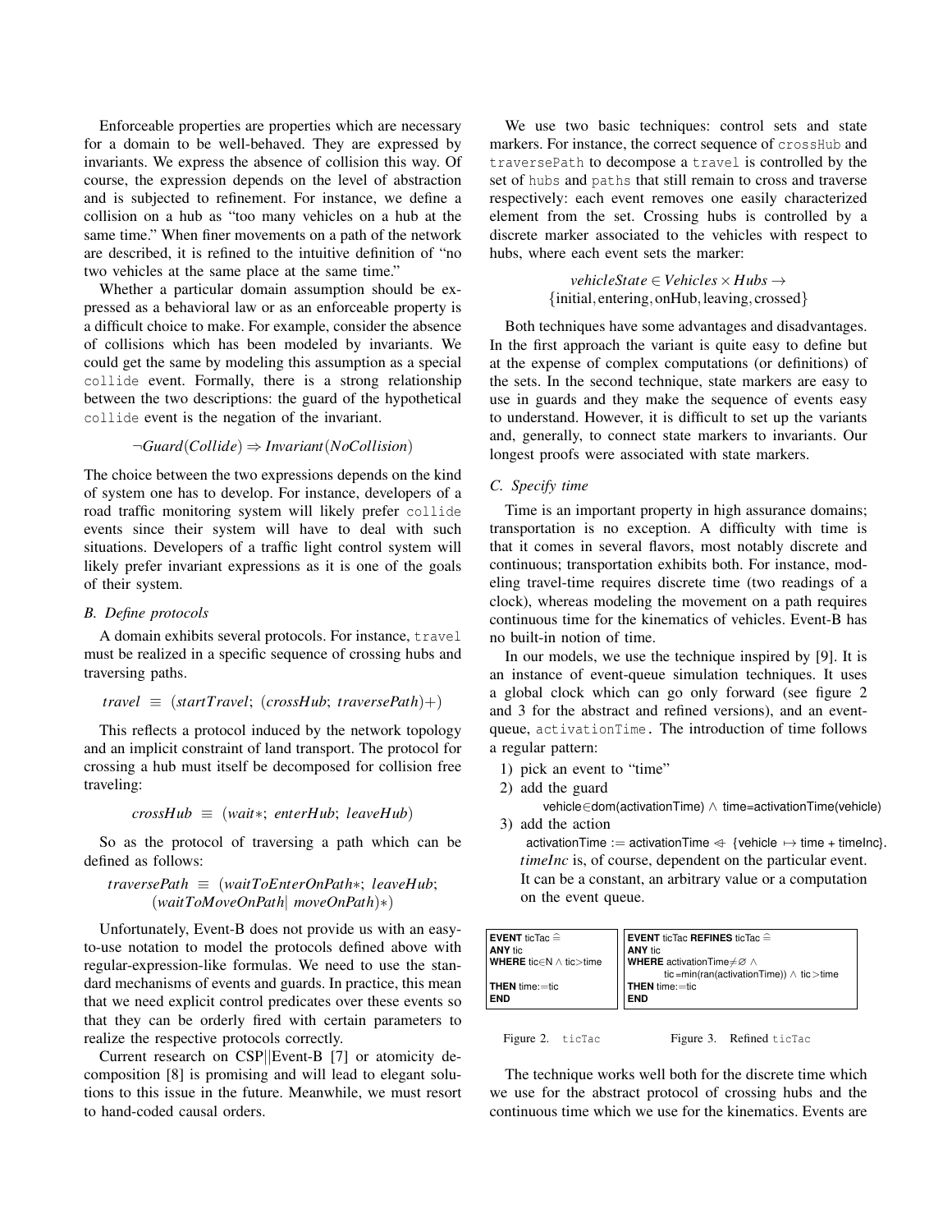Enforceable properties are properties which are necessary for a domain to be well-behaved. They are expressed by invariants. We express the absence of collision this way. Of course, the expression depends on the level of abstraction and is subjected to refinement. For instance, we define a collision on a hub as "too many vehicles on a hub at the same time." When finer movements on a path of the network are described, it is refined to the intuitive definition of "no two vehicles at the same place at the same time."

Whether a particular domain assumption should be expressed as a behavioral law or as an enforceable property is a difficult choice to make. For example, consider the absence of collisions which has been modeled by invariants. We could get the same by modeling this assumption as a special `collide` event. Formally, there is a strong relationship between the two descriptions: the guard of the hypothetical `collide` event is the negation of the invariant.

$$\neg Guard(Collide) \Rightarrow Invariant(NoCollision)$$

The choice between the two expressions depends on the kind of system one has to develop. For instance, developers of a road traffic monitoring system will likely prefer `collide` events since their system will have to deal with such situations. Developers of a traffic light control system will likely prefer invariant expressions as it is one of the goals of their system.

### B. Define protocols

A domain exhibits several protocols. For instance, `travel` must be realized in a specific sequence of crossing hubs and traversing paths.

$$travel \equiv (startTravel;\ (crossHub;\ traversePath)+)$$

This reflects a protocol induced by the network topology and an implicit constraint of land transport. The protocol for crossing a hub must itself be decomposed for collision free traveling:

$$crossHub \equiv (wait*;\ enterHub;\ leaveHub)$$

So as the protocol of traversing a path which can be defined as follows:

$$traversePath \equiv (waitToEnterOnPath*;\ leaveHub;\ (waitToMoveOnPath|\ moveOnPath)*)$$

Unfortunately, Event-B does not provide us with an easy-to-use notation to model the protocols defined above with regular-expression-like formulas. We need to use the standard mechanisms of events and guards. In practice, this mean that we need explicit control predicates over these events so that they can be orderly fired with certain parameters to realize the respective protocols correctly.

Current research on CSP||Event-B [7] or atomicity decomposition [8] is promising and will lead to elegant solutions to this issue in the future. Meanwhile, we must resort to hand-coded causal orders.

We use two basic techniques: control sets and state markers. For instance, the correct sequence of `crossHub` and `traversePath` to decompose a `travel` is controlled by the set of `hubs` and `paths` that still remain to cross and traverse respectively: each event removes one easily characterized element from the set. Crossing hubs is controlled by a discrete marker associated to the vehicles with respect to hubs, where each event sets the marker:

$$vehicleState \in Vehicles \times Hubs \rightarrow \{\text{initial}, \text{entering}, \text{onHub}, \text{leaving}, \text{crossed}\}$$

Both techniques have some advantages and disadvantages. In the first approach the variant is quite easy to define but at the expense of complex computations (or definitions) of the sets. In the second technique, state markers are easy to use in guards and they make the sequence of events easy to understand. However, it is difficult to set up the variants and, generally, to connect state markers to invariants. Our longest proofs were associated with state markers.

### C. Specify time

Time is an important property in high assurance domains; transportation is no exception. A difficulty with time is that it comes in several flavors, most notably discrete and continuous; transportation exhibits both. For instance, modeling travel-time requires discrete time (two readings of a clock), whereas modeling the movement on a path requires continuous time for the kinematics of vehicles. Event-B has no built-in notion of time.

In our models, we use the technique inspired by [9]. It is an instance of event-queue simulation techniques. It uses a global clock which can go only forward (see figure 2 and 3 for the abstract and refined versions), and an event-queue, `activationTime`. The introduction of time follows a regular pattern:

1) pick an event to "time"
2) add the guard
   vehicle$\in$dom(activationTime) $\wedge$ time=activationTime(vehicle)
3) add the action
   activationTime := activationTime $\Leftarrow$ {vehicle $\mapsto$ time + timeInc}.
   *timeInc* is, of course, dependent on the particular event. It can be a constant, an arbitrary value or a computation on the event queue.

```
EVENT ticTac ≙
ANY tic
WHERE tic∈N ∧ tic>time
THEN time:=tic
END
```

Figure 2. `ticTac`

```
EVENT ticTac REFINES ticTac ≙
ANY tic
WHERE activationTime≠∅ ∧
      tic=min(ran(activationTime)) ∧ tic>time
THEN time:=tic
END
```

Figure 3. Refined `ticTac`

The technique works well both for the discrete time which we use for the abstract protocol of crossing hubs and the continuous time which we use for the kinematics. Events are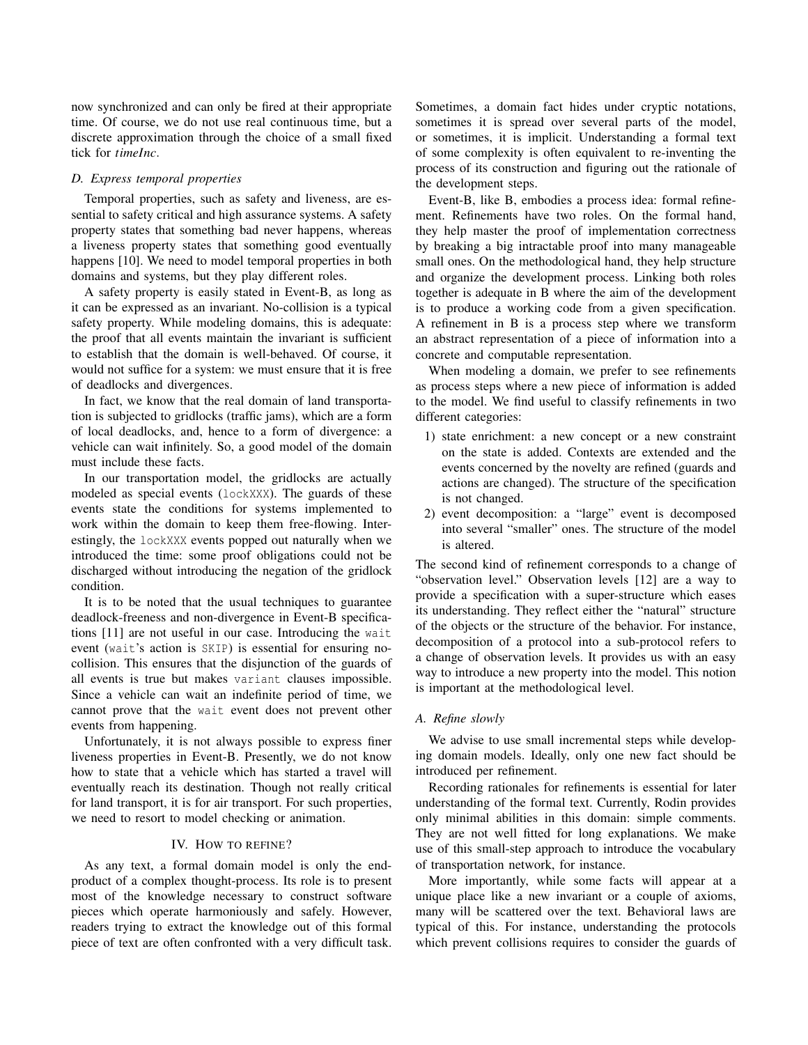now synchronized and can only be fired at their appropriate time. Of course, we do not use real continuous time, but a discrete approximation through the choice of a small fixed tick for *timeInc*.

### D. Express temporal properties

Temporal properties, such as safety and liveness, are essential to safety critical and high assurance systems. A safety property states that something bad never happens, whereas a liveness property states that something good eventually happens [10]. We need to model temporal properties in both domains and systems, but they play different roles.

A safety property is easily stated in Event-B, as long as it can be expressed as an invariant. No-collision is a typical safety property. While modeling domains, this is adequate: the proof that all events maintain the invariant is sufficient to establish that the domain is well-behaved. Of course, it would not suffice for a system: we must ensure that it is free of deadlocks and divergences.

In fact, we know that the real domain of land transportation is subjected to gridlocks (traffic jams), which are a form of local deadlocks, and, hence to a form of divergence: a vehicle can wait infinitely. So, a good model of the domain must include these facts.

In our transportation model, the gridlocks are actually modeled as special events (`lockXXX`). The guards of these events state the conditions for systems implemented to work within the domain to keep them free-flowing. Interestingly, the `lockXXX` events popped out naturally when we introduced the time: some proof obligations could not be discharged without introducing the negation of the gridlock condition.

It is to be noted that the usual techniques to guarantee deadlock-freeness and non-divergence in Event-B specifications [11] are not useful in our case. Introducing the `wait` event (`wait`'s action is `SKIP`) is essential for ensuring no-collision. This ensures that the disjunction of the guards of all events is true but makes `variant` clauses impossible. Since a vehicle can wait an indefinite period of time, we cannot prove that the `wait` event does not prevent other events from happening.

Unfortunately, it is not always possible to express finer liveness properties in Event-B. Presently, we do not know how to state that a vehicle which has started a travel will eventually reach its destination. Though not really critical for land transport, it is for air transport. For such properties, we need to resort to model checking or animation.

## IV. How to refine?

As any text, a formal domain model is only the end-product of a complex thought-process. Its role is to present most of the knowledge necessary to construct software pieces which operate harmoniously and safely. However, readers trying to extract the knowledge out of this formal piece of text are often confronted with a very difficult task. Sometimes, a domain fact hides under cryptic notations, sometimes it is spread over several parts of the model, or sometimes, it is implicit. Understanding a formal text of some complexity is often equivalent to re-inventing the process of its construction and figuring out the rationale of the development steps.

Event-B, like B, embodies a process idea: formal refinement. Refinements have two roles. On the formal hand, they help master the proof of implementation correctness by breaking a big intractable proof into many manageable small ones. On the methodological hand, they help structure and organize the development process. Linking both roles together is adequate in B where the aim of the development is to produce a working code from a given specification. A refinement in B is a process step where we transform an abstract representation of a piece of information into a concrete and computable representation.

When modeling a domain, we prefer to see refinements as process steps where a new piece of information is added to the model. We find useful to classify refinements in two different categories:

1) state enrichment: a new concept or a new constraint on the state is added. Contexts are extended and the events concerned by the novelty are refined (guards and actions are changed). The structure of the specification is not changed.
2) event decomposition: a "large" event is decomposed into several "smaller" ones. The structure of the model is altered.

The second kind of refinement corresponds to a change of "observation level." Observation levels [12] are a way to provide a specification with a super-structure which eases its understanding. They reflect either the "natural" structure of the objects or the structure of the behavior. For instance, decomposition of a protocol into a sub-protocol refers to a change of observation levels. It provides us with an easy way to introduce a new property into the model. This notion is important at the methodological level.

### A. Refine slowly

We advise to use small incremental steps while developing domain models. Ideally, only one new fact should be introduced per refinement.

Recording rationales for refinements is essential for later understanding of the formal text. Currently, Rodin provides only minimal abilities in this domain: simple comments. They are not well fitted for long explanations. We make use of this small-step approach to introduce the vocabulary of transportation network, for instance.

More importantly, while some facts will appear at a unique place like a new invariant or a couple of axioms, many will be scattered over the text. Behavioral laws are typical of this. For instance, understanding the protocols which prevent collisions requires to consider the guards of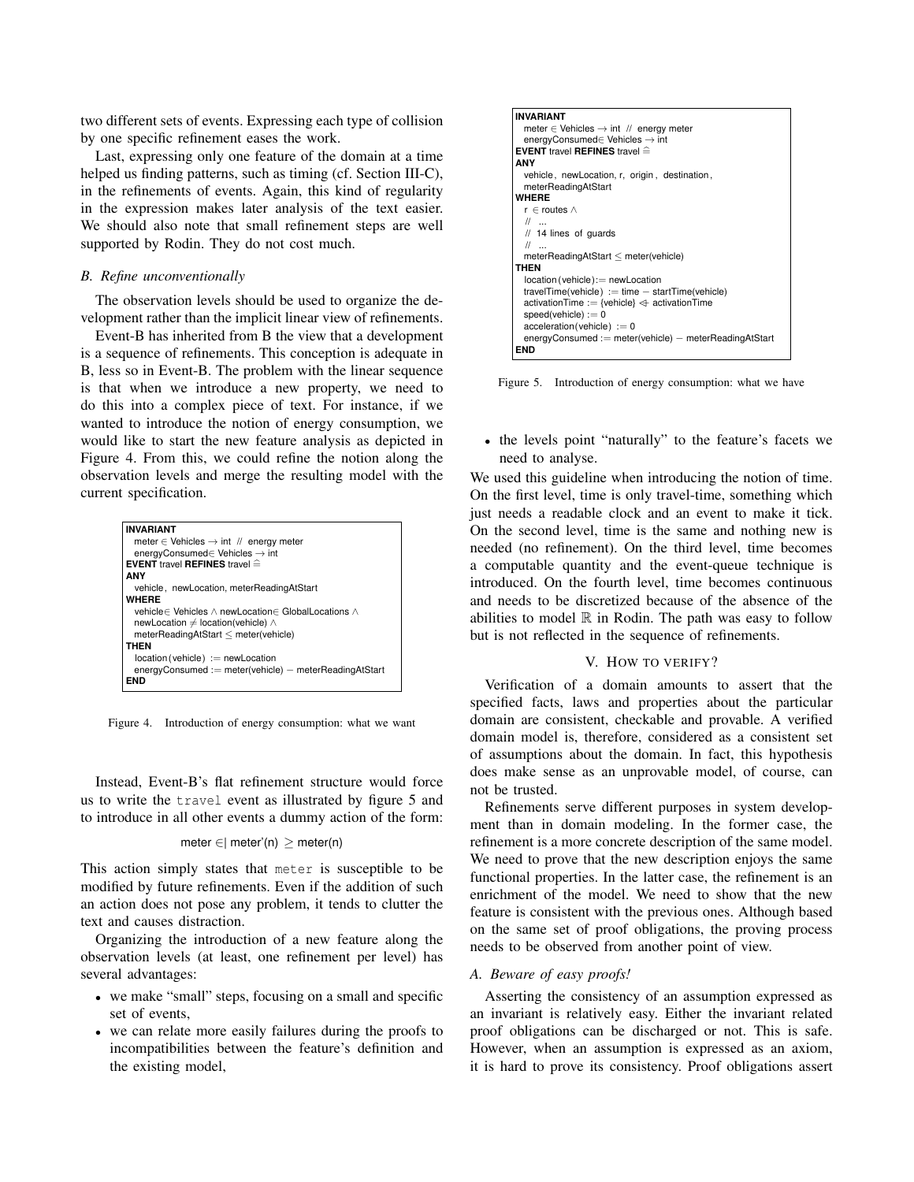two different sets of events. Expressing each type of collision by one specific refinement eases the work.

Last, expressing only one feature of the domain at a time helped us finding patterns, such as timing (cf. Section III-C), in the refinements of events. Again, this kind of regularity in the expression makes later analysis of the text easier. We should also note that small refinement steps are well supported by Rodin. They do not cost much.

### B. Refine unconventionally

The observation levels should be used to organize the development rather than the implicit linear view of refinements.

Event-B has inherited from B the view that a development is a sequence of refinements. This conception is adequate in B, less so in Event-B. The problem with the linear sequence is that when we introduce a new property, we need to do this into a complex piece of text. For instance, if we wanted to introduce the notion of energy consumption, we would like to start the new feature analysis as depicted in Figure 4. From this, we could refine the notion along the observation levels and merge the resulting model with the current specification.

```
INVARIANT
  meter ∈ Vehicles → int  // energy meter
  energyConsumed∈ Vehicles → int
EVENT travel REFINES travel ≘
ANY
  vehicle, newLocation, meterReadingAtStart
WHERE
  vehicle∈ Vehicles ∧ newLocation∈ GlobalLocations ∧
  newLocation ≠ location(vehicle) ∧
  meterReadingAtStart ≤ meter(vehicle)
THEN
  location(vehicle) := newLocation
  energyConsumed := meter(vehicle) − meterReadingAtStart
END
```

Figure 4. Introduction of energy consumption: what we want

Instead, Event-B's flat refinement structure would force us to write the `travel` event as illustrated by figure 5 and to introduce in all other events a dummy action of the form:

$$\text{meter} :\mid \text{meter}'(n) \geq \text{meter}(n)$$

This action simply states that `meter` is susceptible to be modified by future refinements. Even if the addition of such an action does not pose any problem, it tends to clutter the text and causes distraction.

Organizing the introduction of a new feature along the observation levels (at least, one refinement per level) has several advantages:

- we make "small" steps, focusing on a small and specific set of events,
- we can relate more easily failures during the proofs to incompatibilities between the feature's definition and the existing model,

```
INVARIANT
  meter ∈ Vehicles → int  // energy meter
  energyConsumed∈ Vehicles → int
EVENT travel REFINES travel ≘
ANY
  vehicle, newLocation, r, origin, destination,
  meterReadingAtStart
WHERE
  r ∈ routes ∧
  // ...
  // 14 lines of guards
  // ...
  meterReadingAtStart ≤ meter(vehicle)
THEN
  location(vehicle):= newLocation
  travelTime(vehicle) := time − startTime(vehicle)
  activationTime := {vehicle} ⩤ activationTime
  speed(vehicle) := 0
  acceleration(vehicle) := 0
  energyConsumed := meter(vehicle) − meterReadingAtStart
END
```

Figure 5. Introduction of energy consumption: what we have

- the levels point "naturally" to the feature's facets we need to analyse.

We used this guideline when introducing the notion of time. On the first level, time is only travel-time, something which just needs a readable clock and an event to make it tick. On the second level, time is the same and nothing new is needed (no refinement). On the third level, time becomes a computable quantity and the event-queue technique is introduced. On the fourth level, time becomes continuous and needs to be discretized because of the absence of the abilities to model $\mathbb{R}$ in Rodin. The path was easy to follow but is not reflected in the sequence of refinements.

## V. How to verify?

Verification of a domain amounts to assert that the specified facts, laws and properties about the particular domain are consistent, checkable and provable. A verified domain model is, therefore, considered as a consistent set of assumptions about the domain. In fact, this hypothesis does make sense as an unprovable model, of course, can not be trusted.

Refinements serve different purposes in system development than in domain modeling. In the former case, the refinement is a more concrete description of the same model. We need to prove that the new description enjoys the same functional properties. In the latter case, the refinement is an enrichment of the model. We need to show that the new feature is consistent with the previous ones. Although based on the same set of proof obligations, the proving process needs to be observed from another point of view.

### A. Beware of easy proofs!

Asserting the consistency of an assumption expressed as an invariant is relatively easy. Either the invariant related proof obligations can be discharged or not. This is safe. However, when an assumption is expressed as an axiom, it is hard to prove its consistency. Proof obligations assert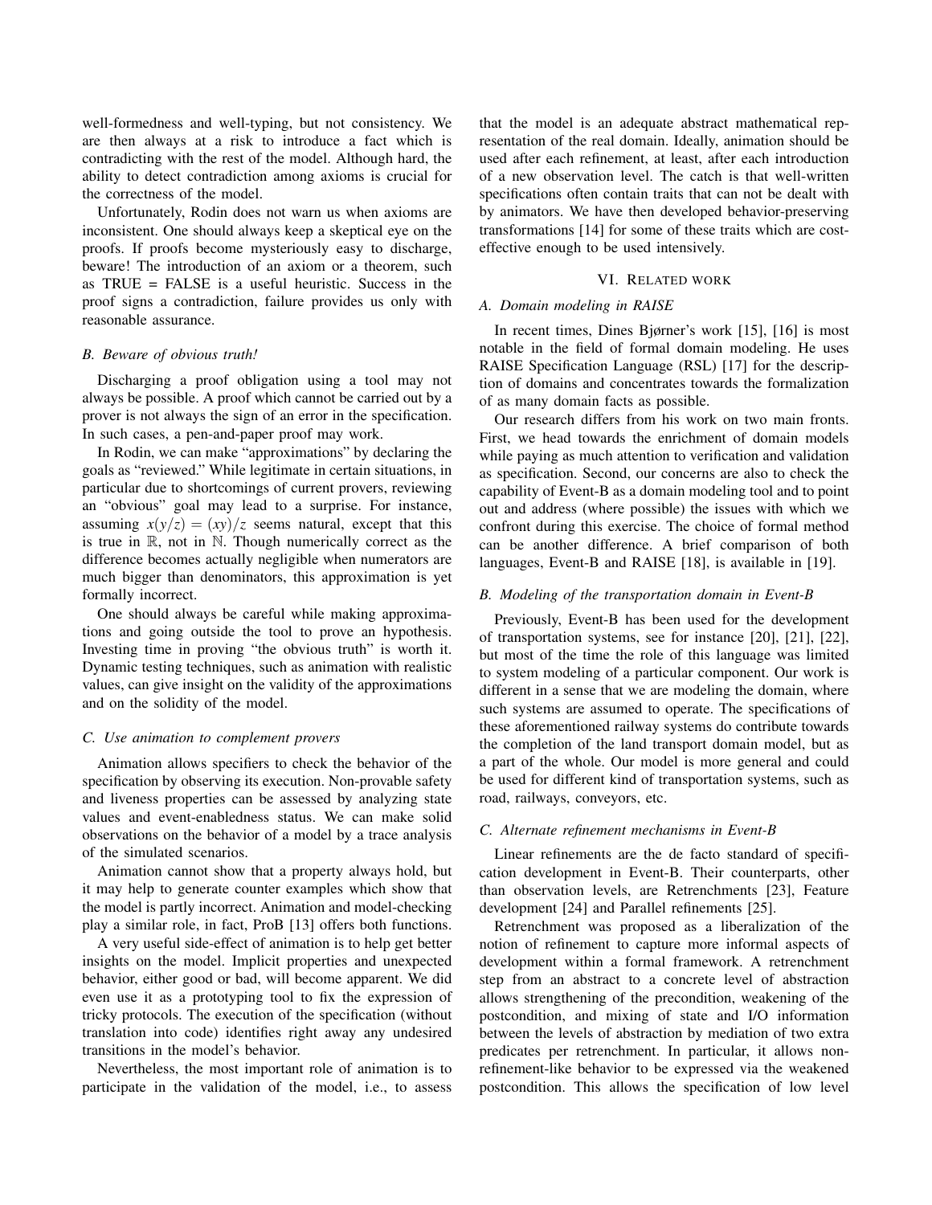well-formedness and well-typing, but not consistency. We are then always at a risk to introduce a fact which is contradicting with the rest of the model. Although hard, the ability to detect contradiction among axioms is crucial for the correctness of the model.

Unfortunately, Rodin does not warn us when axioms are inconsistent. One should always keep a skeptical eye on the proofs. If proofs become mysteriously easy to discharge, beware! The introduction of an axiom or a theorem, such as TRUE = FALSE is a useful heuristic. Success in the proof signs a contradiction, failure provides us only with reasonable assurance.

### *B. Beware of obvious truth!*

Discharging a proof obligation using a tool may not always be possible. A proof which cannot be carried out by a prover is not always the sign of an error in the specification. In such cases, a pen-and-paper proof may work.

In Rodin, we can make "approximations" by declaring the goals as "reviewed." While legitimate in certain situations, in particular due to shortcomings of current provers, reviewing an "obvious" goal may lead to a surprise. For instance, assuming $x(y/z) = (xy)/z$ seems natural, except that this is true in $\mathbb{R}$, not in $\mathbb{N}$. Though numerically correct as the difference becomes actually negligible when numerators are much bigger than denominators, this approximation is yet formally incorrect.

One should always be careful while making approximations and going outside the tool to prove an hypothesis. Investing time in proving "the obvious truth" is worth it. Dynamic testing techniques, such as animation with realistic values, can give insight on the validity of the approximations and on the solidity of the model.

### *C. Use animation to complement provers*

Animation allows specifiers to check the behavior of the specification by observing its execution. Non-provable safety and liveness properties can be assessed by analyzing state values and event-enabledness status. We can make solid observations on the behavior of a model by a trace analysis of the simulated scenarios.

Animation cannot show that a property always hold, but it may help to generate counter examples which show that the model is partly incorrect. Animation and model-checking play a similar role, in fact, ProB [13] offers both functions.

A very useful side-effect of animation is to help get better insights on the model. Implicit properties and unexpected behavior, either good or bad, will become apparent. We did even use it as a prototyping tool to fix the expression of tricky protocols. The execution of the specification (without translation into code) identifies right away any undesired transitions in the model's behavior.

Nevertheless, the most important role of animation is to participate in the validation of the model, i.e., to assess that the model is an adequate abstract mathematical representation of the real domain. Ideally, animation should be used after each refinement, at least, after each introduction of a new observation level. The catch is that well-written specifications often contain traits that can not be dealt with by animators. We have then developed behavior-preserving transformations [14] for some of these traits which are cost-effective enough to be used intensively.

## VI. Related work

### *A. Domain modeling in RAISE*

In recent times, Dines Bjørner's work [15], [16] is most notable in the field of formal domain modeling. He uses RAISE Specification Language (RSL) [17] for the description of domains and concentrates towards the formalization of as many domain facts as possible.

Our research differs from his work on two main fronts. First, we head towards the enrichment of domain models while paying as much attention to verification and validation as specification. Second, our concerns are also to check the capability of Event-B as a domain modeling tool and to point out and address (where possible) the issues with which we confront during this exercise. The choice of formal method can be another difference. A brief comparison of both languages, Event-B and RAISE [18], is available in [19].

### *B. Modeling of the transportation domain in Event-B*

Previously, Event-B has been used for the development of transportation systems, see for instance [20], [21], [22], but most of the time the role of this language was limited to system modeling of a particular component. Our work is different in a sense that we are modeling the domain, where such systems are assumed to operate. The specifications of these aforementioned railway systems do contribute towards the completion of the land transport domain model, but as a part of the whole. Our model is more general and could be used for different kind of transportation systems, such as road, railways, conveyors, etc.

### *C. Alternate refinement mechanisms in Event-B*

Linear refinements are the de facto standard of specification development in Event-B. Their counterparts, other than observation levels, are Retrenchments [23], Feature development [24] and Parallel refinements [25].

Retrenchment was proposed as a liberalization of the notion of refinement to capture more informal aspects of development within a formal framework. A retrenchment step from an abstract to a concrete level of abstraction allows strengthening of the precondition, weakening of the postcondition, and mixing of state and I/O information between the levels of abstraction by mediation of two extra predicates per retrenchment. In particular, it allows non-refinement-like behavior to be expressed via the weakened postcondition. This allows the specification of low level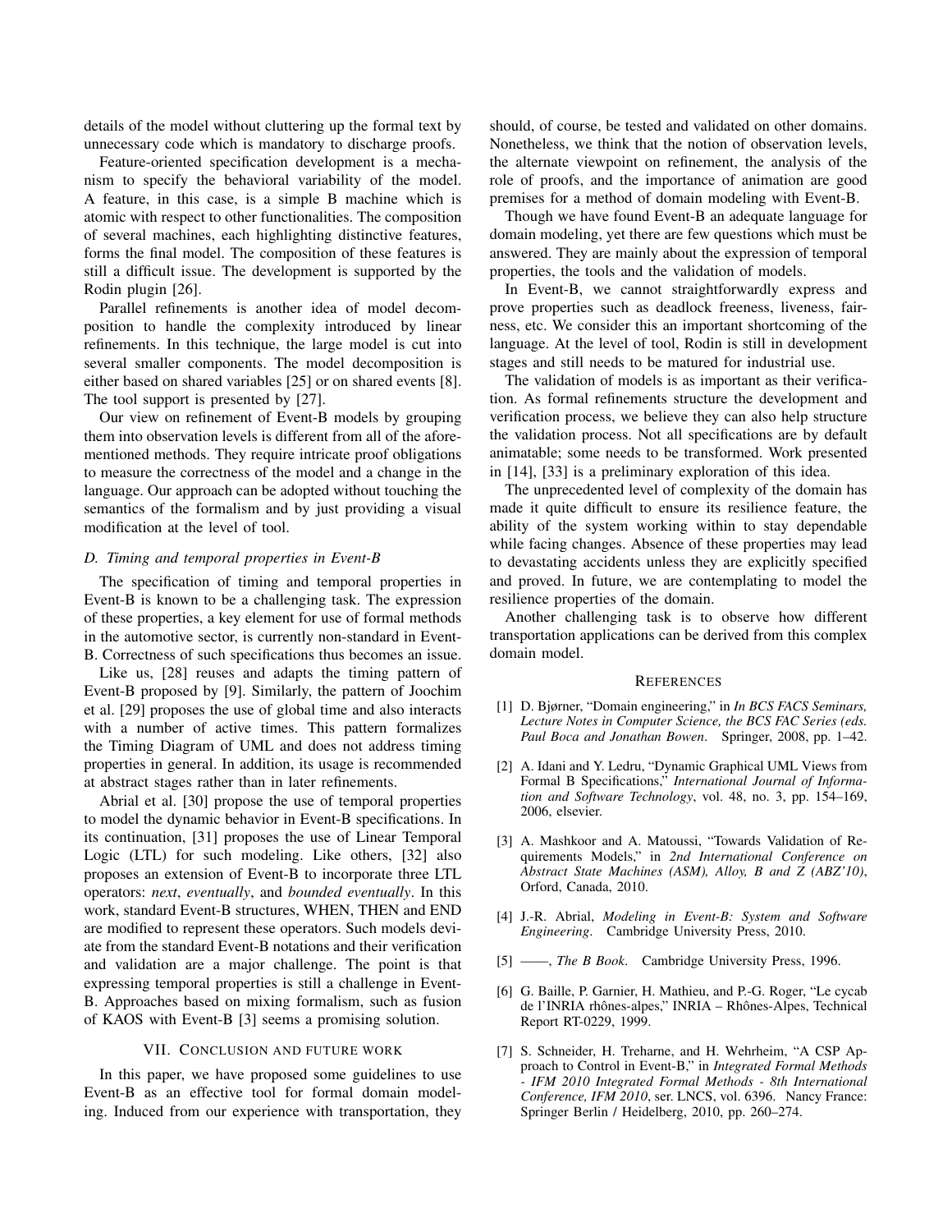details of the model without cluttering up the formal text by unnecessary code which is mandatory to discharge proofs.

Feature-oriented specification development is a mechanism to specify the behavioral variability of the model. A feature, in this case, is a simple B machine which is atomic with respect to other functionalities. The composition of several machines, each highlighting distinctive features, forms the final model. The composition of these features is still a difficult issue. The development is supported by the Rodin plugin [26].

Parallel refinements is another idea of model decomposition to handle the complexity introduced by linear refinements. In this technique, the large model is cut into several smaller components. The model decomposition is either based on shared variables [25] or on shared events [8]. The tool support is presented by [27].

Our view on refinement of Event-B models by grouping them into observation levels is different from all of the aforementioned methods. They require intricate proof obligations to measure the correctness of the model and a change in the language. Our approach can be adopted without touching the semantics of the formalism and by just providing a visual modification at the level of tool.

### D. Timing and temporal properties in Event-B

The specification of timing and temporal properties in Event-B is known to be a challenging task. The expression of these properties, a key element for use of formal methods in the automotive sector, is currently non-standard in Event-B. Correctness of such specifications thus becomes an issue.

Like us, [28] reuses and adapts the timing pattern of Event-B proposed by [9]. Similarly, the pattern of Joochim et al. [29] proposes the use of global time and also interacts with a number of active times. This pattern formalizes the Timing Diagram of UML and does not address timing properties in general. In addition, its usage is recommended at abstract stages rather than in later refinements.

Abrial et al. [30] propose the use of temporal properties to model the dynamic behavior in Event-B specifications. In its continuation, [31] proposes the use of Linear Temporal Logic (LTL) for such modeling. Like others, [32] also proposes an extension of Event-B to incorporate three LTL operators: *next*, *eventually*, and *bounded eventually*. In this work, standard Event-B structures, WHEN, THEN and END are modified to represent these operators. Such models deviate from the standard Event-B notations and their verification and validation are a major challenge. The point is that expressing temporal properties is still a challenge in Event-B. Approaches based on mixing formalism, such as fusion of KAOS with Event-B [3] seems a promising solution.

## VII. Conclusion and Future Work

In this paper, we have proposed some guidelines to use Event-B as an effective tool for formal domain modeling. Induced from our experience with transportation, they should, of course, be tested and validated on other domains. Nonetheless, we think that the notion of observation levels, the alternate viewpoint on refinement, the analysis of the role of proofs, and the importance of animation are good premises for a method of domain modeling with Event-B.

Though we have found Event-B an adequate language for domain modeling, yet there are few questions which must be answered. They are mainly about the expression of temporal properties, the tools and the validation of models.

In Event-B, we cannot straightforwardly express and prove properties such as deadlock freeness, liveness, fairness, etc. We consider this an important shortcoming of the language. At the level of tool, Rodin is still in development stages and still needs to be matured for industrial use.

The validation of models is as important as their verification. As formal refinements structure the development and verification process, we believe they can also help structure the validation process. Not all specifications are by default animatable; some needs to be transformed. Work presented in [14], [33] is a preliminary exploration of this idea.

The unprecedented level of complexity of the domain has made it quite difficult to ensure its resilience feature, the ability of the system working within to stay dependable while facing changes. Absence of these properties may lead to devastating accidents unless they are explicitly specified and proved. In future, we are contemplating to model the resilience properties of the domain.

Another challenging task is to observe how different transportation applications can be derived from this complex domain model.

## References

[1] D. Bjørner, "Domain engineering," in *In BCS FACS Seminars, Lecture Notes in Computer Science, the BCS FAC Series (eds. Paul Boca and Jonathan Bowen*. Springer, 2008, pp. 1–42.

[2] A. Idani and Y. Ledru, "Dynamic Graphical UML Views from Formal B Specifications," *International Journal of Information and Software Technology*, vol. 48, no. 3, pp. 154–169, 2006, elsevier.

[3] A. Mashkoor and A. Matoussi, "Towards Validation of Requirements Models," in *2nd International Conference on Abstract State Machines (ASM), Alloy, B and Z (ABZ'10)*, Orford, Canada, 2010.

[4] J.-R. Abrial, *Modeling in Event-B: System and Software Engineering*. Cambridge University Press, 2010.

[5] ——, *The B Book*. Cambridge University Press, 1996.

[6] G. Baille, P. Garnier, H. Mathieu, and P.-G. Roger, "Le cycab de l'INRIA rhônes-alpes," INRIA – Rhônes-Alpes, Technical Report RT-0229, 1999.

[7] S. Schneider, H. Treharne, and H. Wehrheim, "A CSP Approach to Control in Event-B," in *Integrated Formal Methods - IFM 2010 Integrated Formal Methods - 8th International Conference, IFM 2010*, ser. LNCS, vol. 6396. Nancy France: Springer Berlin / Heidelberg, 2010, pp. 260–274.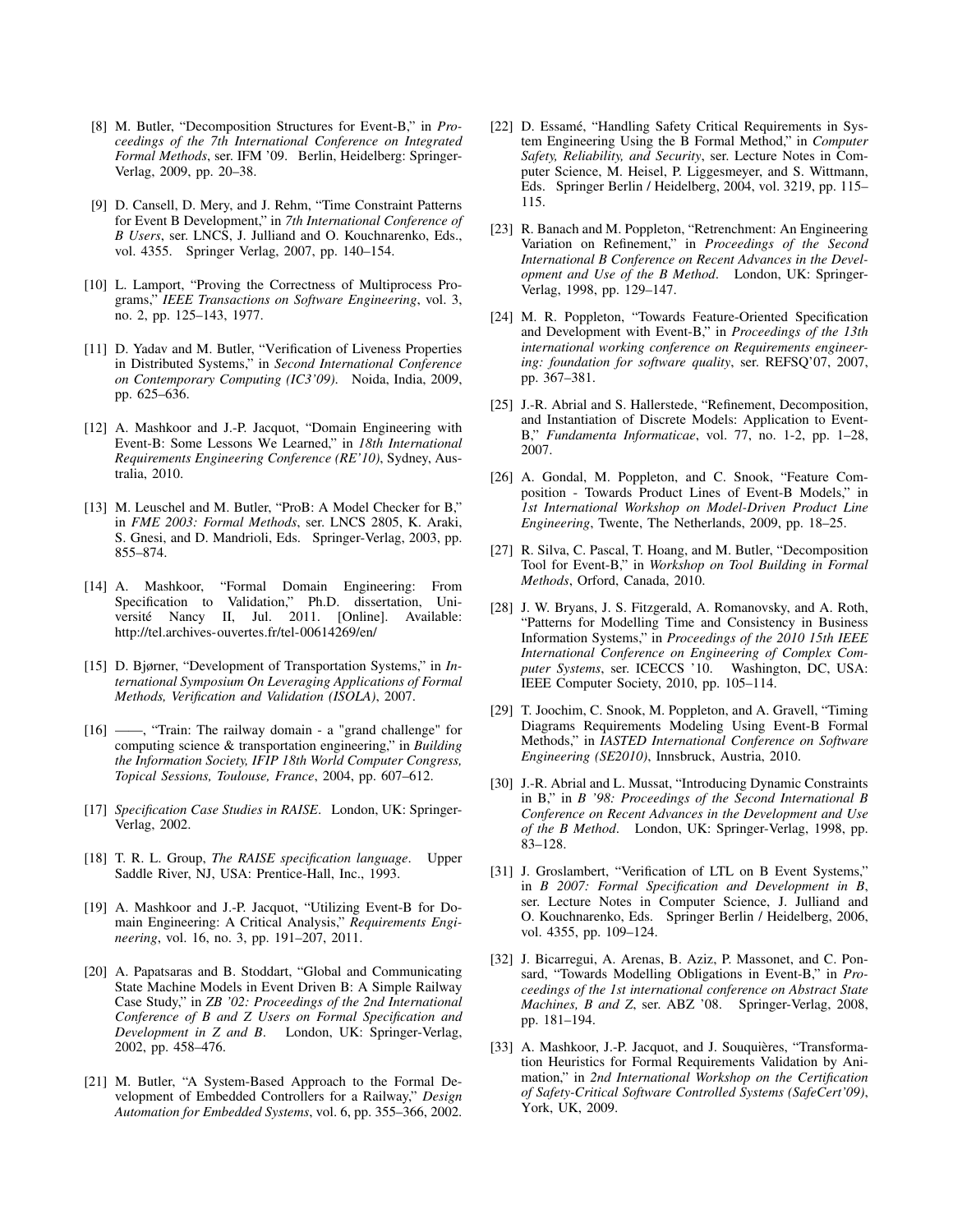[8] M. Butler, "Decomposition Structures for Event-B," in *Proceedings of the 7th International Conference on Integrated Formal Methods*, ser. IFM '09. Berlin, Heidelberg: Springer-Verlag, 2009, pp. 20–38.

[9] D. Cansell, D. Mery, and J. Rehm, "Time Constraint Patterns for Event B Development," in *7th International Conference of B Users*, ser. LNCS, J. Julliand and O. Kouchnarenko, Eds., vol. 4355. Springer Verlag, 2007, pp. 140–154.

[10] L. Lamport, "Proving the Correctness of Multiprocess Programs," *IEEE Transactions on Software Engineering*, vol. 3, no. 2, pp. 125–143, 1977.

[11] D. Yadav and M. Butler, "Verification of Liveness Properties in Distributed Systems," in *Second International Conference on Contemporary Computing (IC3'09)*. Noida, India, 2009, pp. 625–636.

[12] A. Mashkoor and J.-P. Jacquot, "Domain Engineering with Event-B: Some Lessons We Learned," in *18th International Requirements Engineering Conference (RE'10)*, Sydney, Australia, 2010.

[13] M. Leuschel and M. Butler, "ProB: A Model Checker for B," in *FME 2003: Formal Methods*, ser. LNCS 2805, K. Araki, S. Gnesi, and D. Mandrioli, Eds. Springer-Verlag, 2003, pp. 855–874.

[14] A. Mashkoor, "Formal Domain Engineering: From Specification to Validation," Ph.D. dissertation, Université Nancy II, Jul. 2011. [Online]. Available: http://tel.archives-ouvertes.fr/tel-00614269/en/

[15] D. Bjørner, "Development of Transportation Systems," in *International Symposium On Leveraging Applications of Formal Methods, Verification and Validation (ISOLA)*, 2007.

[16] ——, "Train: The railway domain - a "grand challenge" for computing science & transportation engineering," in *Building the Information Society, IFIP 18th World Computer Congress, Topical Sessions, Toulouse, France*, 2004, pp. 607–612.

[17] *Specification Case Studies in RAISE*. London, UK: Springer-Verlag, 2002.

[18] T. R. L. Group, *The RAISE specification language*. Upper Saddle River, NJ, USA: Prentice-Hall, Inc., 1993.

[19] A. Mashkoor and J.-P. Jacquot, "Utilizing Event-B for Domain Engineering: A Critical Analysis," *Requirements Engineering*, vol. 16, no. 3, pp. 191–207, 2011.

[20] A. Papatsaras and B. Stoddart, "Global and Communicating State Machine Models in Event Driven B: A Simple Railway Case Study," in *ZB '02: Proceedings of the 2nd International Conference of B and Z Users on Formal Specification and Development in Z and B*. London, UK: Springer-Verlag, 2002, pp. 458–476.

[21] M. Butler, "A System-Based Approach to the Formal Development of Embedded Controllers for a Railway," *Design Automation for Embedded Systems*, vol. 6, pp. 355–366, 2002.

[22] D. Essamé, "Handling Safety Critical Requirements in System Engineering Using the B Formal Method," in *Computer Safety, Reliability, and Security*, ser. Lecture Notes in Computer Science, M. Heisel, P. Liggesmeyer, and S. Wittmann, Eds. Springer Berlin / Heidelberg, 2004, vol. 3219, pp. 115–115.

[23] R. Banach and M. Poppleton, "Retrenchment: An Engineering Variation on Refinement," in *Proceedings of the Second International B Conference on Recent Advances in the Development and Use of the B Method*. London, UK: Springer-Verlag, 1998, pp. 129–147.

[24] M. R. Poppleton, "Towards Feature-Oriented Specification and Development with Event-B," in *Proceedings of the 13th international working conference on Requirements engineering: foundation for software quality*, ser. REFSQ'07, 2007, pp. 367–381.

[25] J.-R. Abrial and S. Hallerstede, "Refinement, Decomposition, and Instantiation of Discrete Models: Application to Event-B," *Fundamenta Informaticae*, vol. 77, no. 1-2, pp. 1–28, 2007.

[26] A. Gondal, M. Poppleton, and C. Snook, "Feature Composition - Towards Product Lines of Event-B Models," in *1st International Workshop on Model-Driven Product Line Engineering*, Twente, The Netherlands, 2009, pp. 18–25.

[27] R. Silva, C. Pascal, T. Hoang, and M. Butler, "Decomposition Tool for Event-B," in *Workshop on Tool Building in Formal Methods*, Orford, Canada, 2010.

[28] J. W. Bryans, J. S. Fitzgerald, A. Romanovsky, and A. Roth, "Patterns for Modelling Time and Consistency in Business Information Systems," in *Proceedings of the 2010 15th IEEE International Conference on Engineering of Complex Computer Systems*, ser. ICECCS '10. Washington, DC, USA: IEEE Computer Society, 2010, pp. 105–114.

[29] T. Joochim, C. Snook, M. Poppleton, and A. Gravell, "Timing Diagrams Requirements Modeling Using Event-B Formal Methods," in *IASTED International Conference on Software Engineering (SE2010)*, Innsbruck, Austria, 2010.

[30] J.-R. Abrial and L. Mussat, "Introducing Dynamic Constraints in B," in *B '98: Proceedings of the Second International B Conference on Recent Advances in the Development and Use of the B Method*. London, UK: Springer-Verlag, 1998, pp. 83–128.

[31] J. Groslambert, "Verification of LTL on B Event Systems," in *B 2007: Formal Specification and Development in B*, ser. Lecture Notes in Computer Science, J. Julliand and O. Kouchnarenko, Eds. Springer Berlin / Heidelberg, 2006, vol. 4355, pp. 109–124.

[32] J. Bicarregui, A. Arenas, B. Aziz, P. Massonet, and C. Ponsard, "Towards Modelling Obligations in Event-B," in *Proceedings of the 1st international conference on Abstract State Machines, B and Z*, ser. ABZ '08. Springer-Verlag, 2008, pp. 181–194.

[33] A. Mashkoor, J.-P. Jacquot, and J. Souquières, "Transformation Heuristics for Formal Requirements Validation by Animation," in *2nd International Workshop on the Certification of Safety-Critical Software Controlled Systems (SafeCert'09)*, York, UK, 2009.